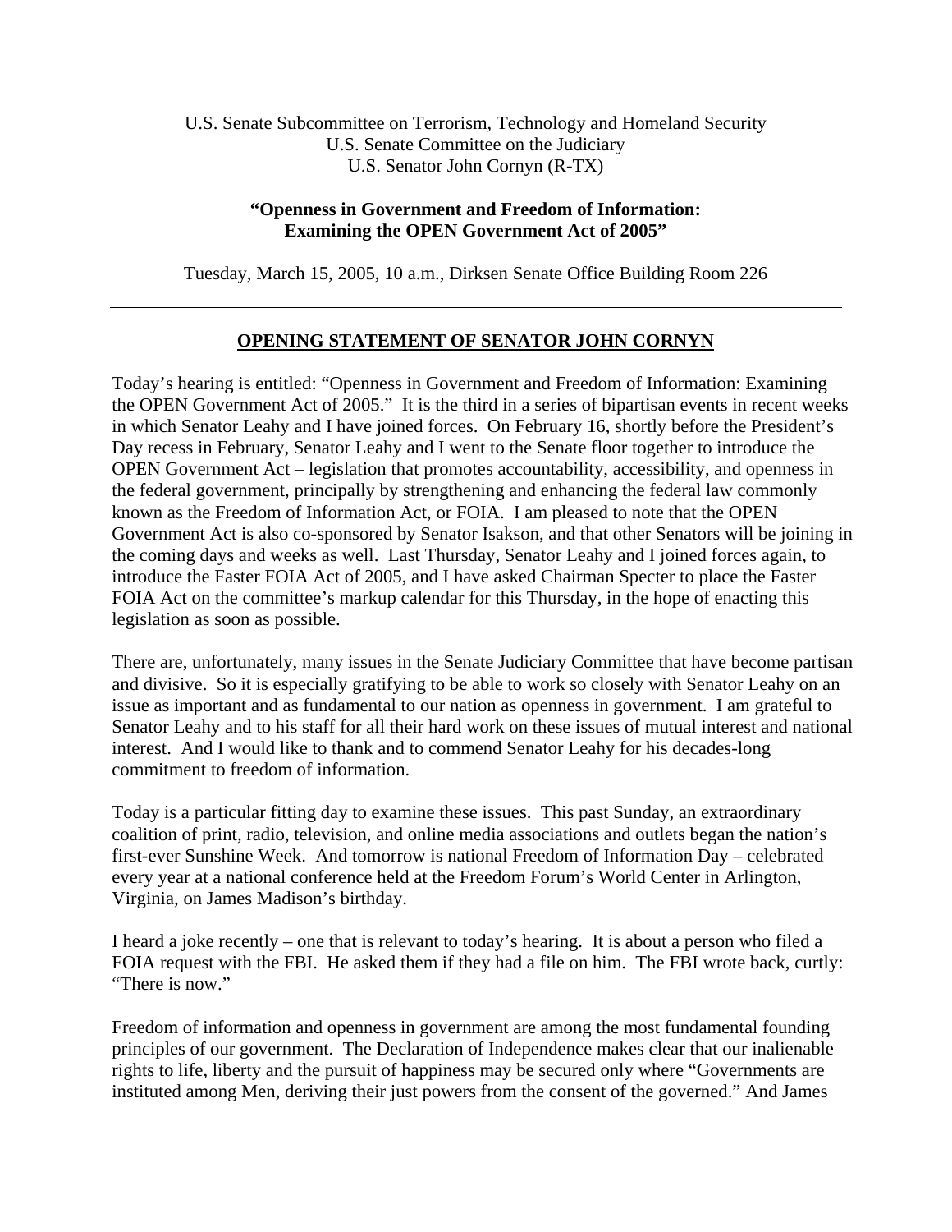U.S. Senate Subcommittee on Terrorism, Technology and Homeland Security
U.S. Senate Committee on the Judiciary
U.S. Senator John Cornyn (R-TX)

**"Openness in Government and Freedom of Information: Examining the OPEN Government Act of 2005"**

Tuesday, March 15, 2005, 10 a.m., Dirksen Senate Office Building Room 226

---

## OPENING STATEMENT OF SENATOR JOHN CORNYN

Today's hearing is entitled: "Openness in Government and Freedom of Information: Examining the OPEN Government Act of 2005." It is the third in a series of bipartisan events in recent weeks in which Senator Leahy and I have joined forces. On February 16, shortly before the President's Day recess in February, Senator Leahy and I went to the Senate floor together to introduce the OPEN Government Act – legislation that promotes accountability, accessibility, and openness in the federal government, principally by strengthening and enhancing the federal law commonly known as the Freedom of Information Act, or FOIA. I am pleased to note that the OPEN Government Act is also co-sponsored by Senator Isakson, and that other Senators will be joining in the coming days and weeks as well. Last Thursday, Senator Leahy and I joined forces again, to introduce the Faster FOIA Act of 2005, and I have asked Chairman Specter to place the Faster FOIA Act on the committee's markup calendar for this Thursday, in the hope of enacting this legislation as soon as possible.

There are, unfortunately, many issues in the Senate Judiciary Committee that have become partisan and divisive. So it is especially gratifying to be able to work so closely with Senator Leahy on an issue as important and as fundamental to our nation as openness in government. I am grateful to Senator Leahy and to his staff for all their hard work on these issues of mutual interest and national interest. And I would like to thank and to commend Senator Leahy for his decades-long commitment to freedom of information.

Today is a particular fitting day to examine these issues. This past Sunday, an extraordinary coalition of print, radio, television, and online media associations and outlets began the nation's first-ever Sunshine Week. And tomorrow is national Freedom of Information Day – celebrated every year at a national conference held at the Freedom Forum's World Center in Arlington, Virginia, on James Madison's birthday.

I heard a joke recently – one that is relevant to today's hearing. It is about a person who filed a FOIA request with the FBI. He asked them if they had a file on him. The FBI wrote back, curtly: "There is now."

Freedom of information and openness in government are among the most fundamental founding principles of our government. The Declaration of Independence makes clear that our inalienable rights to life, liberty and the pursuit of happiness may be secured only where "Governments are instituted among Men, deriving their just powers from the consent of the governed." And James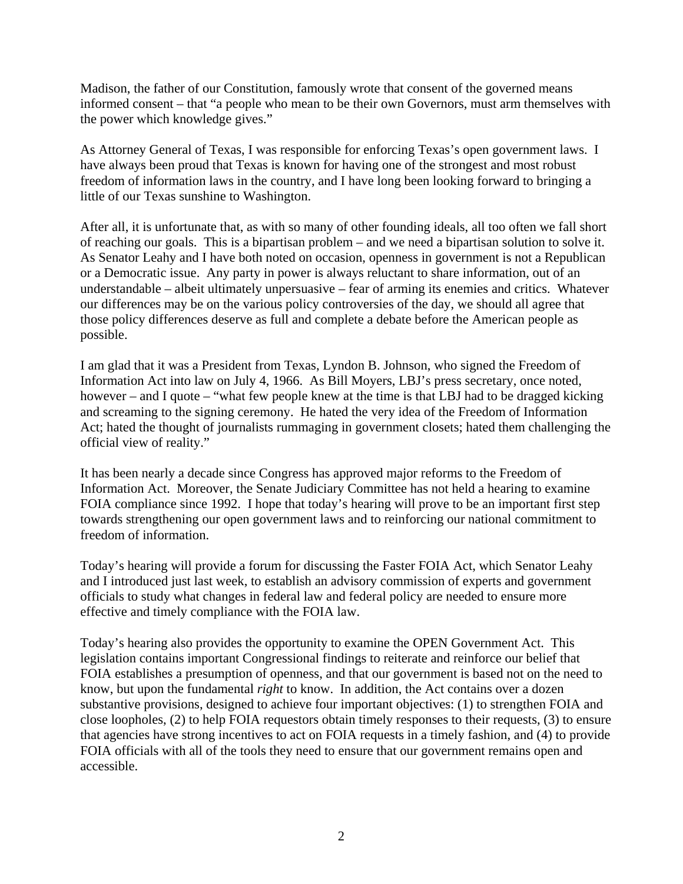Madison, the father of our Constitution, famously wrote that consent of the governed means informed consent – that "a people who mean to be their own Governors, must arm themselves with the power which knowledge gives."

As Attorney General of Texas, I was responsible for enforcing Texas's open government laws. I have always been proud that Texas is known for having one of the strongest and most robust freedom of information laws in the country, and I have long been looking forward to bringing a little of our Texas sunshine to Washington.

After all, it is unfortunate that, as with so many of other founding ideals, all too often we fall short of reaching our goals. This is a bipartisan problem – and we need a bipartisan solution to solve it. As Senator Leahy and I have both noted on occasion, openness in government is not a Republican or a Democratic issue. Any party in power is always reluctant to share information, out of an understandable – albeit ultimately unpersuasive – fear of arming its enemies and critics. Whatever our differences may be on the various policy controversies of the day, we should all agree that those policy differences deserve as full and complete a debate before the American people as possible.

I am glad that it was a President from Texas, Lyndon B. Johnson, who signed the Freedom of Information Act into law on July 4, 1966. As Bill Moyers, LBJ's press secretary, once noted, however – and I quote – "what few people knew at the time is that LBJ had to be dragged kicking and screaming to the signing ceremony. He hated the very idea of the Freedom of Information Act; hated the thought of journalists rummaging in government closets; hated them challenging the official view of reality."

It has been nearly a decade since Congress has approved major reforms to the Freedom of Information Act. Moreover, the Senate Judiciary Committee has not held a hearing to examine FOIA compliance since 1992. I hope that today's hearing will prove to be an important first step towards strengthening our open government laws and to reinforcing our national commitment to freedom of information.

Today's hearing will provide a forum for discussing the Faster FOIA Act, which Senator Leahy and I introduced just last week, to establish an advisory commission of experts and government officials to study what changes in federal law and federal policy are needed to ensure more effective and timely compliance with the FOIA law.

Today's hearing also provides the opportunity to examine the OPEN Government Act. This legislation contains important Congressional findings to reiterate and reinforce our belief that FOIA establishes a presumption of openness, and that our government is based not on the need to know, but upon the fundamental *right* to know. In addition, the Act contains over a dozen substantive provisions, designed to achieve four important objectives: (1) to strengthen FOIA and close loopholes, (2) to help FOIA requestors obtain timely responses to their requests, (3) to ensure that agencies have strong incentives to act on FOIA requests in a timely fashion, and (4) to provide FOIA officials with all of the tools they need to ensure that our government remains open and accessible.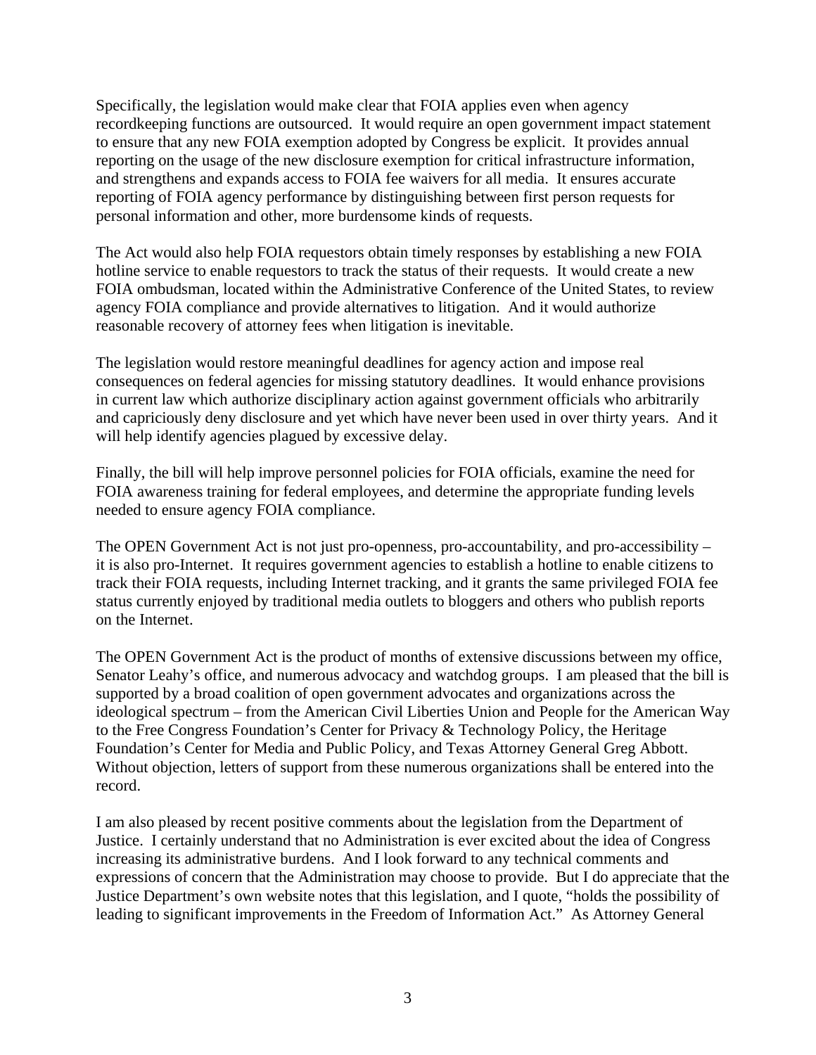Specifically, the legislation would make clear that FOIA applies even when agency recordkeeping functions are outsourced. It would require an open government impact statement to ensure that any new FOIA exemption adopted by Congress be explicit. It provides annual reporting on the usage of the new disclosure exemption for critical infrastructure information, and strengthens and expands access to FOIA fee waivers for all media. It ensures accurate reporting of FOIA agency performance by distinguishing between first person requests for personal information and other, more burdensome kinds of requests.

The Act would also help FOIA requestors obtain timely responses by establishing a new FOIA hotline service to enable requestors to track the status of their requests. It would create a new FOIA ombudsman, located within the Administrative Conference of the United States, to review agency FOIA compliance and provide alternatives to litigation. And it would authorize reasonable recovery of attorney fees when litigation is inevitable.

The legislation would restore meaningful deadlines for agency action and impose real consequences on federal agencies for missing statutory deadlines. It would enhance provisions in current law which authorize disciplinary action against government officials who arbitrarily and capriciously deny disclosure and yet which have never been used in over thirty years. And it will help identify agencies plagued by excessive delay.

Finally, the bill will help improve personnel policies for FOIA officials, examine the need for FOIA awareness training for federal employees, and determine the appropriate funding levels needed to ensure agency FOIA compliance.

The OPEN Government Act is not just pro-openness, pro-accountability, and pro-accessibility – it is also pro-Internet. It requires government agencies to establish a hotline to enable citizens to track their FOIA requests, including Internet tracking, and it grants the same privileged FOIA fee status currently enjoyed by traditional media outlets to bloggers and others who publish reports on the Internet.

The OPEN Government Act is the product of months of extensive discussions between my office, Senator Leahy's office, and numerous advocacy and watchdog groups. I am pleased that the bill is supported by a broad coalition of open government advocates and organizations across the ideological spectrum – from the American Civil Liberties Union and People for the American Way to the Free Congress Foundation's Center for Privacy & Technology Policy, the Heritage Foundation's Center for Media and Public Policy, and Texas Attorney General Greg Abbott. Without objection, letters of support from these numerous organizations shall be entered into the record.

I am also pleased by recent positive comments about the legislation from the Department of Justice. I certainly understand that no Administration is ever excited about the idea of Congress increasing its administrative burdens. And I look forward to any technical comments and expressions of concern that the Administration may choose to provide. But I do appreciate that the Justice Department's own website notes that this legislation, and I quote, "holds the possibility of leading to significant improvements in the Freedom of Information Act." As Attorney General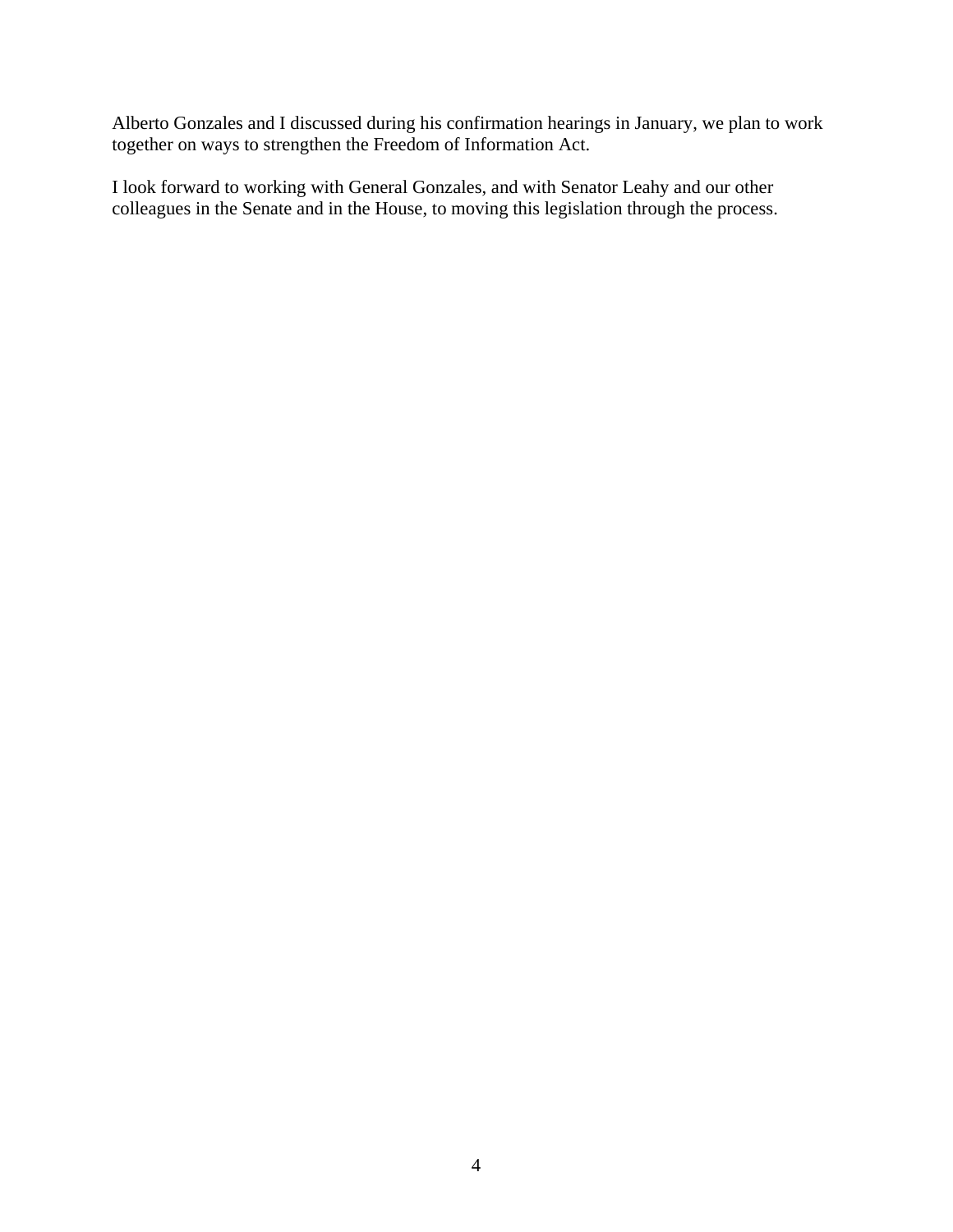Alberto Gonzales and I discussed during his confirmation hearings in January, we plan to work together on ways to strengthen the Freedom of Information Act.

I look forward to working with General Gonzales, and with Senator Leahy and our other colleagues in the Senate and in the House, to moving this legislation through the process.